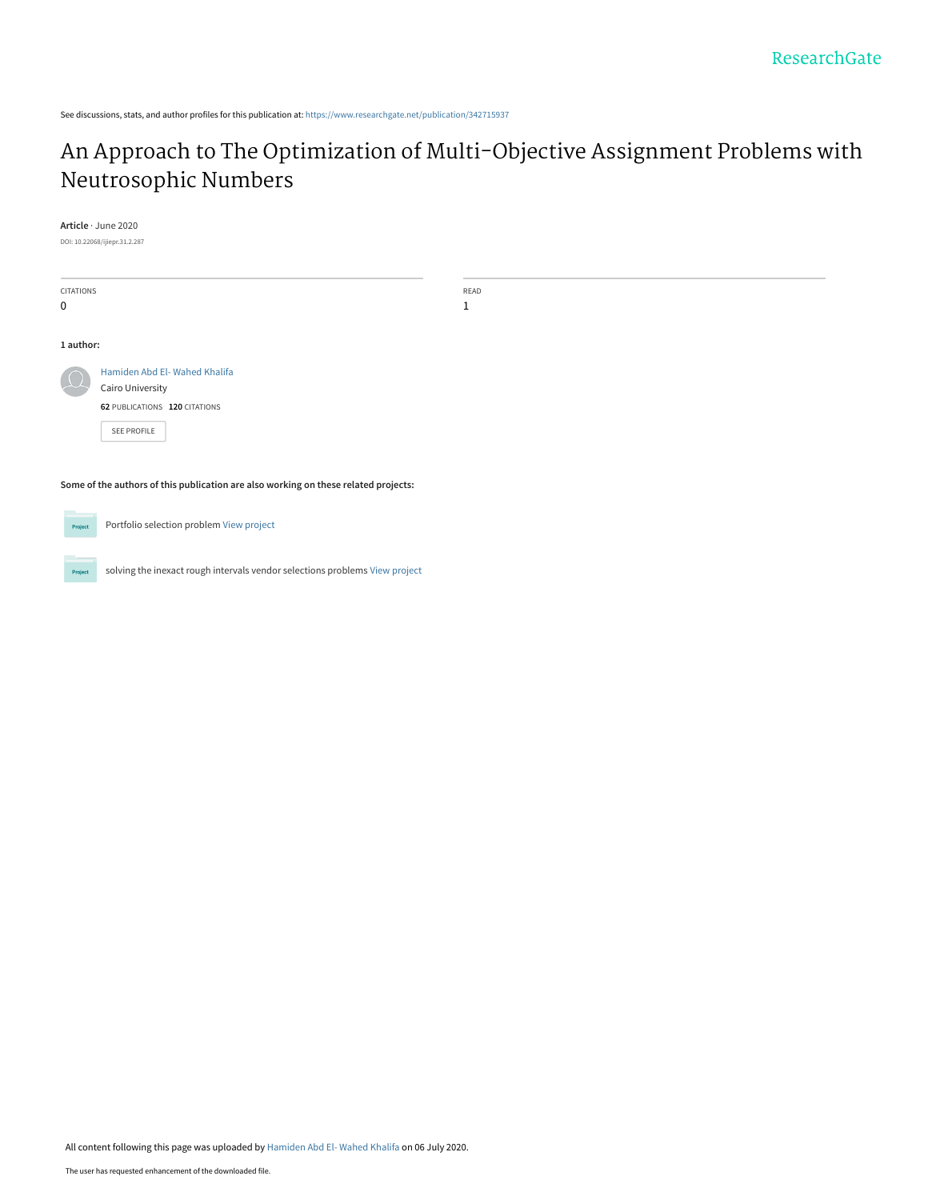See discussions, stats, and author profiles for this publication at: https://www.researchgate.net/publication/342715937

# An Approach to The Optimization of Multi-Objective Assignment Problems with Neutrosophic Numbers

**Article** · June 2020

DOI: 10.22068/ijiepr.31.2.287

| CITATIONS | READ |
|---|---|
| 0 | 1 |

**1 author:**

Hamiden Abd El- Wahed Khalifa
Cairo University
**62** PUBLICATIONS **120** CITATIONS

SEE PROFILE

**Some of the authors of this publication are also working on these related projects:**

Portfolio selection problem View project

solving the inexact rough intervals vendor selections problems View project

All content following this page was uploaded by Hamiden Abd El- Wahed Khalifa on 06 July 2020.

The user has requested enhancement of the downloaded file.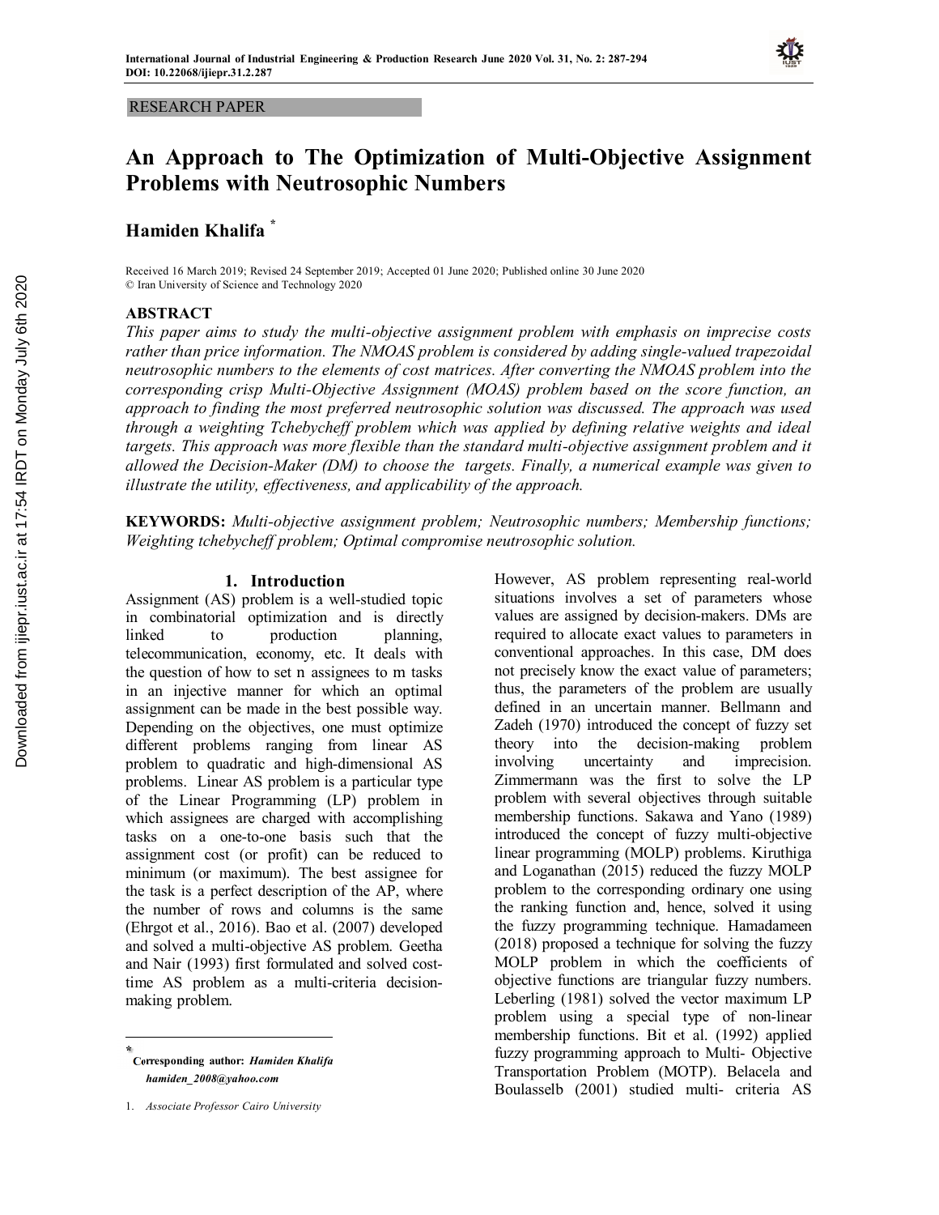RESEARCH PAPER

# An Approach to The Optimization of Multi-Objective Assignment Problems with Neutrosophic Numbers

**Hamiden Khalifa** *

Received 16 March 2019; Revised 24 September 2019; Accepted 01 June 2020; Published online 30 June 2020
© Iran University of Science and Technology 2020

## ABSTRACT

*This paper aims to study the multi-objective assignment problem with emphasis on imprecise costs rather than price information. The NMOAS problem is considered by adding single-valued trapezoidal neutrosophic numbers to the elements of cost matrices. After converting the NMOAS problem into the corresponding crisp Multi-Objective Assignment (MOAS) problem based on the score function, an approach to finding the most preferred neutrosophic solution was discussed. The approach was used through a weighting Tchebycheff problem which was applied by defining relative weights and ideal targets. This approach was more flexible than the standard multi-objective assignment problem and it allowed the Decision-Maker (DM) to choose the targets. Finally, a numerical example was given to illustrate the utility, effectiveness, and applicability of the approach.*

**KEYWORDS:** *Multi-objective assignment problem; Neutrosophic numbers; Membership functions; Weighting tchebycheff problem; Optimal compromise neutrosophic solution.*

## 1. Introduction

Assignment (AS) problem is a well-studied topic in combinatorial optimization and is directly linked to production planning, telecommunication, economy, etc. It deals with the question of how to set n assignees to m tasks in an injective manner for which an optimal assignment can be made in the best possible way. Depending on the objectives, one must optimize different problems ranging from linear AS problem to quadratic and high-dimensional AS problems. Linear AS problem is a particular type of the Linear Programming (LP) problem in which assignees are charged with accomplishing tasks on a one-to-one basis such that the assignment cost (or profit) can be reduced to minimum (or maximum). The best assignee for the task is a perfect description of the AP, where the number of rows and columns is the same (Ehrgot et al., 2016). Bao et al. (2007) developed and solved a multi-objective AS problem. Geetha and Nair (1993) first formulated and solved cost-time AS problem as a multi-criteria decision-making problem.

However, AS problem representing real-world situations involves a set of parameters whose values are assigned by decision-makers. DMs are required to allocate exact values to parameters in conventional approaches. In this case, DM does not precisely know the exact value of parameters; thus, the parameters of the problem are usually defined in an uncertain manner. Bellmann and Zadeh (1970) introduced the concept of fuzzy set theory into the decision-making problem involving uncertainty and imprecision. Zimmermann was the first to solve the LP problem with several objectives through suitable membership functions. Sakawa and Yano (1989) introduced the concept of fuzzy multi-objective linear programming (MOLP) problems. Kiruthiga and Loganathan (2015) reduced the fuzzy MOLP problem to the corresponding ordinary one using the ranking function and, hence, solved it using the fuzzy programming technique. Hamadameen (2018) proposed a technique for solving the fuzzy MOLP problem in which the coefficients of objective functions are triangular fuzzy numbers. Leberling (1981) solved the vector maximum LP problem using a special type of non-linear membership functions. Bit et al. (1992) applied fuzzy programming approach to Multi- Objective Transportation Problem (MOTP). Belacela and Boulasselb (2001) studied multi- criteria AS

---

* **Corresponding author: *Hamiden Khalifa***
*hamiden_2008@yahoo.com*

1. *Associate Professor Cairo University*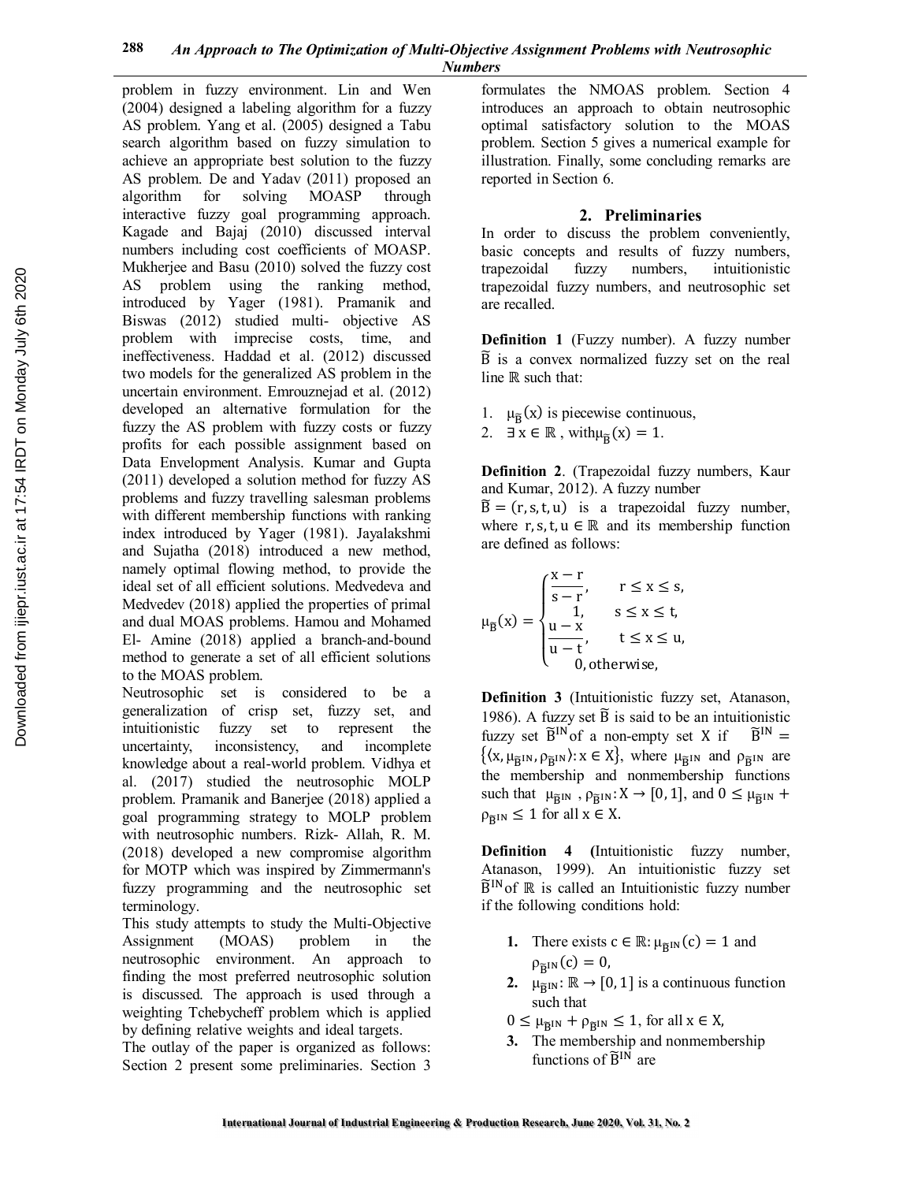problem in fuzzy environment. Lin and Wen (2004) designed a labeling algorithm for a fuzzy AS problem. Yang et al. (2005) designed a Tabu search algorithm based on fuzzy simulation to achieve an appropriate best solution to the fuzzy AS problem. De and Yadav (2011) proposed an algorithm for solving MOASP through interactive fuzzy goal programming approach. Kagade and Bajaj (2010) discussed interval numbers including cost coefficients of MOASP. Mukherjee and Basu (2010) solved the fuzzy cost AS problem using the ranking method, introduced by Yager (1981). Pramanik and Biswas (2012) studied multi- objective AS problem with imprecise costs, time, and ineffectiveness. Haddad et al. (2012) discussed two models for the generalized AS problem in the uncertain environment. Emrouznejad et al. (2012) developed an alternative formulation for the fuzzy the AS problem with fuzzy costs or fuzzy profits for each possible assignment based on Data Envelopment Analysis. Kumar and Gupta (2011) developed a solution method for fuzzy AS problems and fuzzy travelling salesman problems with different membership functions with ranking index introduced by Yager (1981). Jayalakshmi and Sujatha (2018) introduced a new method, namely optimal flowing method, to provide the ideal set of all efficient solutions. Medvedeva and Medvedev (2018) applied the properties of primal and dual MOAS problems. Hamou and Mohamed El- Amine (2018) applied a branch-and-bound method to generate a set of all efficient solutions to the MOAS problem.

Neutrosophic set is considered to be a generalization of crisp set, fuzzy set, and intuitionistic fuzzy set to represent the uncertainty, inconsistency, and incomplete knowledge about a real-world problem. Vidhya et al. (2017) studied the neutrosophic MOLP problem. Pramanik and Banerjee (2018) applied a goal programming strategy to MOLP problem with neutrosophic numbers. Rizk- Allah, R. M. (2018) developed a new compromise algorithm for MOTP which was inspired by Zimmermann's fuzzy programming and the neutrosophic set terminology.

This study attempts to study the Multi-Objective Assignment (MOAS) problem in the neutrosophic environment. An approach to finding the most preferred neutrosophic solution is discussed. The approach is used through a weighting Tchebycheff problem which is applied by defining relative weights and ideal targets.

The outlay of the paper is organized as follows: Section 2 present some preliminaries. Section 3 formulates the NMOAS problem. Section 4 introduces an approach to obtain neutrosophic optimal satisfactory solution to the MOAS problem. Section 5 gives a numerical example for illustration. Finally, some concluding remarks are reported in Section 6.

## 2. Preliminaries

In order to discuss the problem conveniently, basic concepts and results of fuzzy numbers, trapezoidal fuzzy numbers, intuitionistic trapezoidal fuzzy numbers, and neutrosophic set are recalled.

**Definition 1** (Fuzzy number). A fuzzy number $\tilde{B}$ is a convex normalized fuzzy set on the real line $\mathbb{R}$ such that:

1. $\mu_{\tilde{B}}(x)$ is piecewise continuous,
2. $\exists\, x \in \mathbb{R}$, with $\mu_{\tilde{B}}(x) = 1$.

**Definition 2**. (Trapezoidal fuzzy numbers, Kaur and Kumar, 2012). A fuzzy number $\tilde{B} = (r, s, t, u)$ is a trapezoidal fuzzy number, where $r, s, t, u \in \mathbb{R}$ and its membership function are defined as follows:

$$\mu_{\tilde{B}}(x) = \begin{cases} \dfrac{x-r}{s-r}, & r \le x \le s, \\ 1, & s \le x \le t, \\ \dfrac{u-x}{u-t}, & t \le x \le u, \\ 0, \text{otherwise}, & \end{cases}$$

**Definition 3** (Intuitionistic fuzzy set, Atanason, 1986). A fuzzy set $\tilde{B}$ is said to be an intuitionistic fuzzy set $\tilde{B}^{IN}$ of a non-empty set X if $\tilde{B}^{IN} = \{\langle x, \mu_{\tilde{B}^{IN}}, \rho_{\tilde{B}^{IN}} \rangle : x \in X\}$, where $\mu_{\tilde{B}^{IN}}$ and $\rho_{\tilde{B}^{IN}}$ are the membership and nonmembership functions such that $\mu_{\tilde{B}^{IN}}, \rho_{\tilde{B}^{IN}} : X \to [0, 1]$, and $0 \le \mu_{\tilde{B}^{IN}} + \rho_{\tilde{B}^{IN}} \le 1$ for all $x \in X$.

**Definition 4** (Intuitionistic fuzzy number, Atanason, 1999). An intuitionistic fuzzy set $\tilde{B}^{IN}$ of $\mathbb{R}$ is called an Intuitionistic fuzzy number if the following conditions hold:

1. There exists $c \in \mathbb{R}$: $\mu_{\tilde{B}^{IN}}(c) = 1$ and $\rho_{\tilde{B}^{IN}}(c) = 0$,
2. $\mu_{\tilde{B}^{IN}} : \mathbb{R} \to [0, 1]$ is a continuous function such that

   $0 \le \mu_{\tilde{B}^{IN}} + \rho_{\tilde{B}^{IN}} \le 1$, for all $x \in X$,
3. The membership and nonmembership functions of $\tilde{B}^{IN}$ are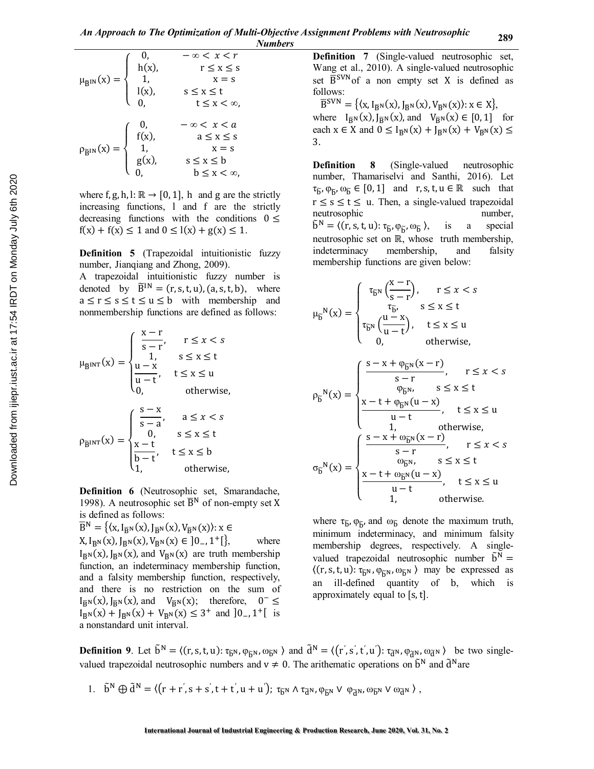$$\mu_{\tilde{B}^{IN}}(x) = \begin{cases} 0, & -\infty < x < r \\ h(x), & r \le x \le s \\ 1, & x = s \\ l(x), & s \le x \le t \\ 0, & t \le x < \infty, \end{cases}$$

$$\rho_{\tilde{B}^{IN}}(x) = \begin{cases} 0, & -\infty < x < a \\ f(x), & a \le x \le s \\ 1, & x = s \\ g(x), & s \le x \le b \\ 0, & b \le x < \infty, \end{cases}$$

where $f, g, h, l: \mathbb{R} \rightarrow [0, 1]$, $h$ and $g$ are the strictly increasing functions, $l$ and $f$ are the strictly decreasing functions with the conditions $0 \le f(x) + f(x) \le 1$ and $0 \le l(x) + g(x) \le 1$.

**Definition 5** (Trapezoidal intuitionistic fuzzy number, Jianqiang and Zhong, 2009).

A trapezoidal intuitionistic fuzzy number is denoted by $\tilde{B}^{IN} = (r, s, t, u), (a, s, t, b)$, where $a \le r \le s \le t \le u \le b$ with membership and nonmembership functions are defined as follows:

$$\mu_{\tilde{B}^{INT}}(x) = \begin{cases} \dfrac{x - r}{s - r}, & r \le x < s \\ 1, & s \le x \le t \\ \dfrac{u - x}{u - t}, & t \le x \le u \\ 0, & \text{otherwise}, \end{cases}$$

$$\rho_{\tilde{B}^{INT}}(x) = \begin{cases} \dfrac{s - x}{s - a}, & a \le x < s \\ 0, & s \le x \le t \\ \dfrac{x - t}{b - t}, & t \le x \le b \\ 1, & \text{otherwise}, \end{cases}$$

**Definition 6** (Neutrosophic set, Smarandache, 1998). A neutrosophic set $\overline{B}^N$ of non-empty set X is defined as follows:

$\overline{B}^N = \{\langle x, I_{\overline{B}^N}(x), J_{\overline{B}^N}(x), V_{\overline{B}^N}(x)\rangle : x \in X, I_{\overline{B}^N}(x), J_{\overline{B}^N}(x), V_{\overline{B}^N}(x) \in ]0_-, 1^+[\}$, where $I_{\overline{B}^N}(x), J_{\overline{B}^N}(x)$, and $V_{\overline{B}^N}(x)$ are truth membership function, an indeterminacy membership function, and a falsity membership function, respectively, and there is no restriction on the sum of $I_{\overline{B}^N}(x), J_{\overline{B}^N}(x)$, and $V_{\overline{B}^N}(x)$; therefore, $0^- \le I_{\overline{B}^N}(x) + J_{\overline{B}^N}(x) + V_{\overline{B}^N}(x) \le 3^+$ and $]0_-, 1^+[$ is a nonstandard unit interval.

**Definition 7** (Single-valued neutrosophic set, Wang et al., 2010). A single-valued neutrosophic set $\overline{B}^{SVN}$ of a non empty set X is defined as follows:

$\overline{B}^{SVN} = \{\langle x, I_{\overline{B}^N}(x), J_{\overline{B}^N}(x), V_{\overline{B}^N}(x)\rangle : x \in X\}$,

where $I_{\overline{B}^N}(x), J_{\overline{B}^N}(x)$, and $V_{\overline{B}^N}(x) \in [0, 1]$ for each $x \in X$ and $0 \le I_{\overline{B}^N}(x) + J_{\overline{B}^N}(x) + V_{\overline{B}^N}(x) \le 3$.

**Definition 8** (Single-valued neutrosophic number, Thamariselvi and Santhi, 2016). Let $\tau_{\tilde{b}}, \varphi_{\tilde{b}}, \omega_{\tilde{b}} \in [0, 1]$ and $r, s, t, u \in \mathbb{R}$ such that $r \le s \le t \le u$. Then, a single-valued trapezoidal neutrosophic number, $\tilde{b}^N = \langle (r, s, t, u) : \tau_{\tilde{b}}, \varphi_{\tilde{b}}, \omega_{\tilde{b}} \rangle$, is a special neutrosophic set on $\mathbb{R}$, whose truth membership, indeterminacy membership, and falsity membership functions are given below:

$$\mu_{\tilde{b}}{}^N(x) = \begin{cases} \tau_{\tilde{b}^N}\left(\dfrac{x - r}{s - r}\right), & r \le x < s \\ \tau_{\tilde{b}}, & s \le x \le t \\ \tau_{\tilde{b}^N}\left(\dfrac{u - x}{u - t}\right), & t \le x \le u \\ 0, & \text{otherwise}, \end{cases}$$

$$\rho_{\tilde{b}}{}^N(x) = \begin{cases} \dfrac{s - x + \varphi_{\tilde{b}^N}(x - r)}{s - r}, & r \le x < s \\ \varphi_{\tilde{b}^N}, & s \le x \le t \\ \dfrac{x - t + \varphi_{\tilde{b}^N}(u - x)}{u - t}, & t \le x \le u \\ 1, & \text{otherwise}, \end{cases}$$

$$\sigma_{\tilde{b}}{}^N(x) = \begin{cases} \dfrac{s - x + \omega_{\tilde{b}^N}(x - r)}{s - r}, & r \le x < s \\ \omega_{\tilde{b}^N}, & s \le x \le t \\ \dfrac{x - t + \omega_{\tilde{b}^N}(u - x)}{u - t}, & t \le x \le u \\ 1, & \text{otherwise}. \end{cases}$$

where $\tau_{\tilde{b}}, \varphi_{\tilde{b}}$, and $\omega_{\tilde{b}}$ denote the maximum truth, minimum indeterminacy, and minimum falsity membership degrees, respectively. A single-valued trapezoidal neutrosophic number $\tilde{b}^N = \langle (r, s, t, u) : \tau_{\tilde{b}^N}, \varphi_{\tilde{b}^N}, \omega_{\tilde{b}^N} \rangle$ may be expressed as an ill-defined quantity of b, which is approximately equal to $[s, t]$.

**Definition 9**. Let $\tilde{b}^N = \langle (r, s, t, u) : \tau_{\tilde{b}^N}, \varphi_{\tilde{b}^N}, \omega_{\tilde{b}^N} \rangle$ and $\tilde{d}^N = \langle (r', s', t', u') : \tau_{\tilde{d}^N}, \varphi_{\tilde{d}^N}, \omega_{\tilde{d}^N} \rangle$ be two single-valued trapezoidal neutrosophic numbers and $v \neq 0$. The arithematic operations on $\tilde{b}^N$ and $\tilde{d}^N$ are

1. $\tilde{b}^N \oplus \tilde{d}^N = \langle (r + r', s + s', t + t', u + u');\ \tau_{\tilde{b}^N} \wedge \tau_{\tilde{d}^N}, \varphi_{\tilde{b}^N} \vee \varphi_{\tilde{d}^N}, \omega_{\tilde{b}^N} \vee \omega_{\tilde{d}^N} \rangle$,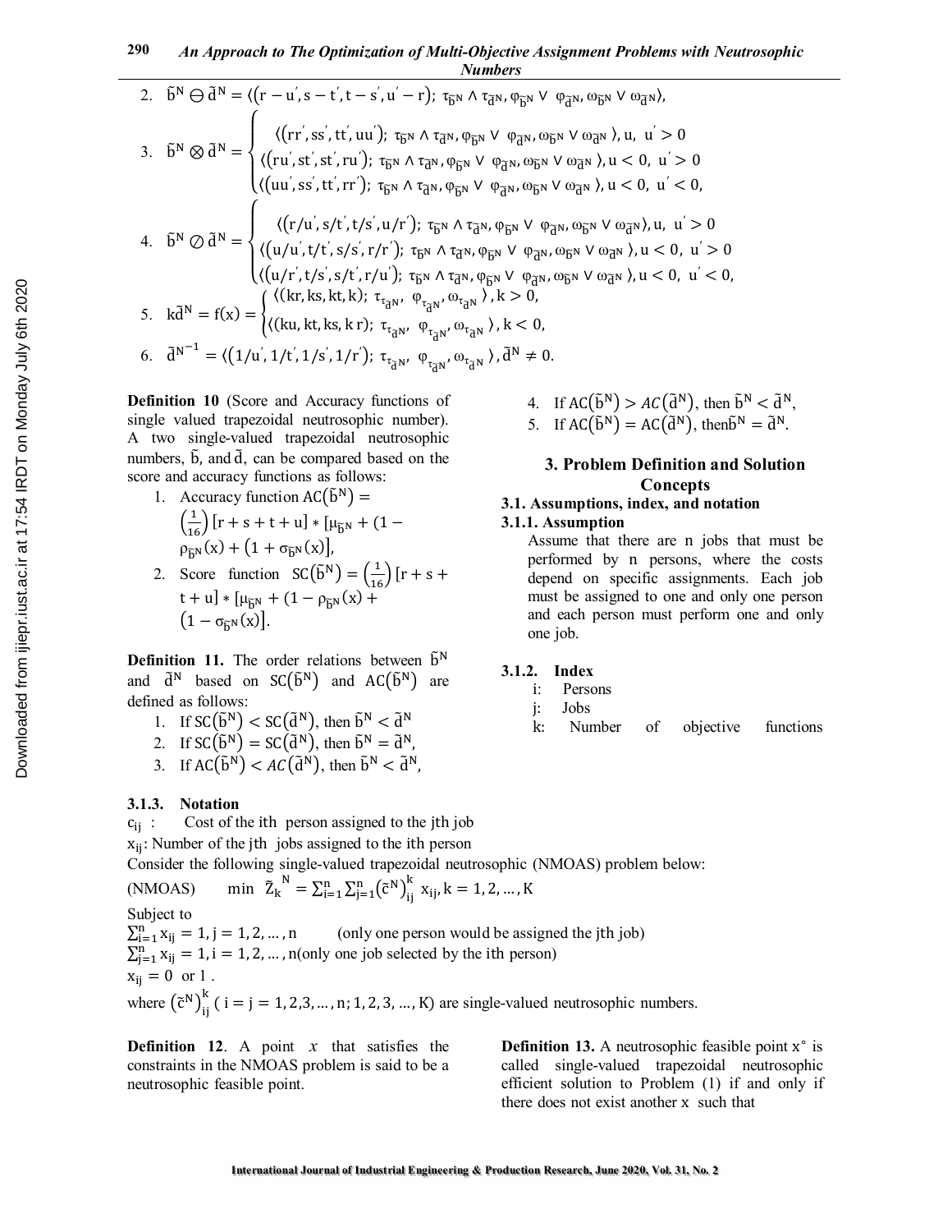2. $\tilde{b}^N \ominus \tilde{d}^N = \langle (r - u', s - t', t - s', u' - r);\ \tau_{\tilde{b}^N} \wedge \tau_{\tilde{d}^N}, \varphi_{\tilde{b}^N} \vee \varphi_{\tilde{d}^N}, \omega_{\tilde{b}^N} \vee \omega_{\tilde{d}^N} \rangle$,

3. $$\tilde{b}^N \otimes \tilde{d}^N = \begin{cases} \langle (rr', ss', tt', uu');\ \tau_{\tilde{b}^N} \wedge \tau_{\tilde{d}^N}, \varphi_{\tilde{b}^N} \vee \varphi_{\tilde{d}^N}, \omega_{\tilde{b}^N} \vee \omega_{\tilde{d}^N} \rangle, u,\ u' > 0 \\ \langle (ru', st', st', ru');\ \tau_{\tilde{b}^N} \wedge \tau_{\tilde{d}^N}, \varphi_{\tilde{b}^N} \vee \varphi_{\tilde{d}^N}, \omega_{\tilde{b}^N} \vee \omega_{\tilde{d}^N} \rangle, u < 0,\ u' > 0 \\ \langle (uu', ss', tt', rr');\ \tau_{\tilde{b}^N} \wedge \tau_{\tilde{d}^N}, \varphi_{\tilde{b}^N} \vee \varphi_{\tilde{d}^N}, \omega_{\tilde{b}^N} \vee \omega_{\tilde{d}^N} \rangle, u < 0,\ u' < 0, \end{cases}$$

4. $$\tilde{b}^N \oslash \tilde{d}^N = \begin{cases} \langle (r/u', s/t', t/s', u/r');\ \tau_{\tilde{b}^N} \wedge \tau_{\tilde{d}^N}, \varphi_{\tilde{b}^N} \vee \varphi_{\tilde{d}^N}, \omega_{\tilde{b}^N} \vee \omega_{\tilde{d}^N} \rangle, u,\ u' > 0 \\ \langle (u/u', t/t', s/s', r/r');\ \tau_{\tilde{b}^N} \wedge \tau_{\tilde{d}^N}, \varphi_{\tilde{b}^N} \vee \varphi_{\tilde{d}^N}, \omega_{\tilde{b}^N} \vee \omega_{\tilde{d}^N} \rangle, u < 0,\ u' > 0 \\ \langle (u/r', t/s', s/t', r/u');\ \tau_{\tilde{b}^N} \wedge \tau_{\tilde{d}^N}, \varphi_{\tilde{b}^N} \vee \varphi_{\tilde{d}^N}, \omega_{\tilde{b}^N} \vee \omega_{\tilde{d}^N} \rangle, u < 0,\ u' < 0, \end{cases}$$

5. $$k\tilde{d}^N = f(x) = \begin{cases} \langle (kr, ks, kt, k);\ \tau_{\tau_{\tilde{d}^N}}, \varphi_{\tau_{\tilde{d}^N}}, \omega_{\tau_{\tilde{d}^N}} \rangle, k > 0, \\ \langle (ku, kt, ks, k\,r);\ \tau_{\tau_{\tilde{d}^N}}, \varphi_{\tau_{\tilde{d}^N}}, \omega_{\tau_{\tilde{d}^N}} \rangle, k < 0, \end{cases}$$

6. $\tilde{d}^{N^{-1}} = \langle (1/u', 1/t', 1/s', 1/r');\ \tau_{\tau_{\tilde{d}^N}}, \varphi_{\tau_{\tilde{d}^N}}, \omega_{\tau_{\tilde{d}^N}} \rangle, \tilde{d}^N \neq 0.$

**Definition 10** (Score and Accuracy functions of single valued trapezoidal neutrosophic number). A two single-valued trapezoidal neutrosophic numbers, $\tilde{b}$, and $\tilde{d}$, can be compared based on the score and accuracy functions as follows:

1. Accuracy function $AC(\tilde{b}^N) = \left(\frac{1}{16}\right)[r + s + t + u] * [\mu_{\tilde{b}^N} + (1 - \rho_{\tilde{b}^N}(x) + (1 + \sigma_{\tilde{b}^N}(x)]$,
2. Score function $SC(\tilde{b}^N) = \left(\frac{1}{16}\right)[r + s + t + u] * [\mu_{\tilde{b}^N} + (1 - \rho_{\tilde{b}^N}(x) + (1 - \sigma_{\tilde{b}^N}(x)]$.

**Definition 11.** The order relations between $\tilde{b}^N$ and $\tilde{d}^N$ based on $SC(\tilde{b}^N)$ and $AC(\tilde{b}^N)$ are defined as follows:

1. If $SC(\tilde{b}^N) < SC(\tilde{d}^N)$, then $\tilde{b}^N < \tilde{d}^N$
2. If $SC(\tilde{b}^N) = SC(\tilde{d}^N)$, then $\tilde{b}^N = \tilde{d}^N$,
3. If $AC(\tilde{b}^N) < AC(\tilde{d}^N)$, then $\tilde{b}^N < \tilde{d}^N$,
4. If $AC(\tilde{b}^N) > AC(\tilde{d}^N)$, then $\tilde{b}^N < \tilde{d}^N$,
5. If $AC(\tilde{b}^N) = AC(\tilde{d}^N)$, then $\tilde{b}^N = \tilde{d}^N$.

## 3. Problem Definition and Solution Concepts

### 3.1. Assumptions, index, and notation

#### 3.1.1. Assumption

Assume that there are n jobs that must be performed by n persons, where the costs depend on specific assignments. Each job must be assigned to one and only one person and each person must perform one and only one job.

#### 3.1.2. Index

i: Persons

j: Jobs

k: Number of objective functions

#### 3.1.3. Notation

$c_{ij}$ : Cost of the ith person assigned to the jth job

$x_{ij}$: Number of the jth jobs assigned to the ith person

Consider the following single-valued trapezoidal neutrosophic (NMOAS) problem below:

(NMOAS) $\quad \min\ \tilde{Z}_k^{\ N} = \sum_{i=1}^{n}\sum_{j=1}^{n}(\tilde{c}^N)_{ij}^k\ x_{ij}, k = 1, 2, \ldots, K$

Subject to

$\sum_{i=1}^{n} x_{ij} = 1, j = 1, 2, \ldots, n$ (only one person would be assigned the jth job)

$\sum_{j=1}^{n} x_{ij} = 1, i = 1, 2, \ldots, n$ (only one job selected by the ith person)

$x_{ij} = 0$ or 1 .

where $(\tilde{c}^N)_{ij}^k$ ( $i = j = 1, 2, 3, \ldots, n; 1, 2, 3, \ldots, K$) are single-valued neutrosophic numbers.

**Definition 12**. A point $x$ that satisfies the constraints in the NMOAS problem is said to be a neutrosophic feasible point.

**Definition 13.** A neutrosophic feasible point $x^\circ$ is called single-valued trapezoidal neutrosophic efficient solution to Problem (1) if and only if there does not exist another x such that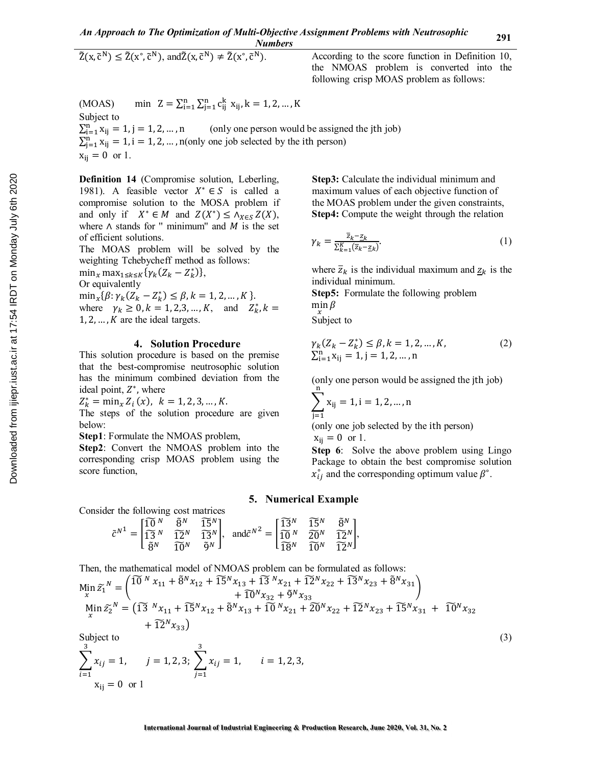$\tilde{Z}(x,\tilde{c}^N) \leq \tilde{Z}(x^\circ,\tilde{c}^N)$, and $\tilde{Z}(x,\tilde{c}^N) \neq \tilde{Z}(x^\circ,\tilde{c}^N)$.

According to the score function in Definition 10, the NMOAS problem is converted into the following crisp MOAS problem as follows:

(MOAS) $\quad \min \; Z = \sum_{i=1}^{n}\sum_{j=1}^{n} c_{ij}^{k}\, x_{ij}, k = 1,2,\ldots,K$

Subject to

$\sum_{i=1}^{n} x_{ij} = 1, j = 1,2,\ldots,n$ (only one person would be assigned the jth job)

$\sum_{j=1}^{n} x_{ij} = 1, i = 1,2,\ldots,n$ (only one job selected by the ith person)

$x_{ij} = 0$ or 1.

**Definition 14** (Compromise solution, Leberling, 1981). A feasible vector $X^* \in S$ is called a compromise solution to the MOSA problem if and only if $X^* \in M$ and $Z(X^*) \leq \wedge_{X \in S} Z(X)$, where $\wedge$ stands for " minimum" and $M$ is the set of efficient solutions.

The MOAS problem will be solved by the weighting Tchebycheff method as follows:

$\min_x \max_{1\leq k\leq K}\{\gamma_k(Z_k - Z_k^*)\}$,

Or equivalently

$\min_x\{\beta : \gamma_k(Z_k - Z_k^*) \leq \beta, k = 1,2,\ldots,K\}$.

where $\gamma_k \geq 0, k = 1,2,3,\ldots,K$, and $Z_k^*, k = 1,2,\ldots,K$ are the ideal targets.

## 4. Solution Procedure

This solution procedure is based on the premise that the best-compromise neutrosophic solution has the minimum combined deviation from the ideal point, $Z^*$, where

$Z_k^* = \min_x Z_i(x), \; k = 1,2,3,\ldots,K$.

The steps of the solution procedure are given below:

**Step1**: Formulate the NMOAS problem,

**Step2**: Convert the NMOAS problem into the corresponding crisp MOAS problem using the score function,

**Step3:** Calculate the individual minimum and maximum values of each objective function of the MOAS problem under the given constraints,

**Step4:** Compute the weight through the relation

$$\gamma_k = \frac{\bar{z}_k - \underline{z}_k}{\sum_{k=1}^{K}(\bar{z}_k - \underline{z}_k)}. \tag{1}$$

where $\bar{z}_k$ is the individual maximum and $\underline{z}_k$ is the individual minimum.

**Step5:** Formulate the following problem

$\min_x \beta$

Subject to

$$\gamma_k(Z_k - Z_k^*) \leq \beta, k = 1,2,\ldots,K, \tag{2}$$

$\sum_{i=1}^{n} x_{ij} = 1, j = 1,2,\ldots,n$

(only one person would be assigned the jth job)

$\sum_{j=1}^{n} x_{ij} = 1, i = 1,2,\ldots,n$

(only one job selected by the ith person)

$x_{ij} = 0$ or 1.

**Step 6**: Solve the above problem using Lingo Package to obtain the best compromise solution $x_{ij}^{\circ}$ and the corresponding optimum value $\beta^{\circ}$.

## 5. Numerical Example

Consider the following cost matrices

$$\tilde{c}^{N^1} = \begin{bmatrix} \widetilde{10}^N & \tilde{8}^N & \widetilde{15}^N \\ \widetilde{13}^N & \widetilde{12}^N & \widetilde{13}^N \\ \tilde{8}^N & \widetilde{10}^N & \tilde{9}^N \end{bmatrix}, \text{ and } \tilde{c}^{N^2} = \begin{bmatrix} \widetilde{13}^N & \widetilde{15}^N & \tilde{8}^N \\ \widetilde{10}^N & \widetilde{20}^N & \widetilde{12}^N \\ \widetilde{18}^N & \widetilde{10}^N & \widetilde{12}^N \end{bmatrix},$$

Then, the mathematical model of NMOAS problem can be formulated as follows:

$$\min_x \tilde{z}_1^N = \left(\widetilde{10}^N x_{11} + \tilde{8}^N x_{12} + \widetilde{15}^N x_{13} + \widetilde{13}^N x_{21} + \widetilde{12}^N x_{22} + \widetilde{13}^N x_{23} + \tilde{8}^N x_{31} + \widetilde{10}^N x_{32} + \tilde{9}^N x_{33}\right)$$

$$\min_x \tilde{z}_2^N = \left(\widetilde{13}^N x_{11} + \widetilde{15}^N x_{12} + \tilde{8}^N x_{13} + \widetilde{10}^N x_{21} + \widetilde{20}^N x_{22} + \widetilde{12}^N x_{23} + \widetilde{15}^N x_{31} + \widetilde{10}^N x_{32} + \widetilde{12}^N x_{33}\right)$$

Subject to $\quad (3)$

$$\sum_{i=1}^{3} x_{ij} = 1, \quad j = 1,2,3; \; \sum_{j=1}^{3} x_{ij} = 1, \quad i = 1,2,3,$$

$x_{ij} = 0$ or 1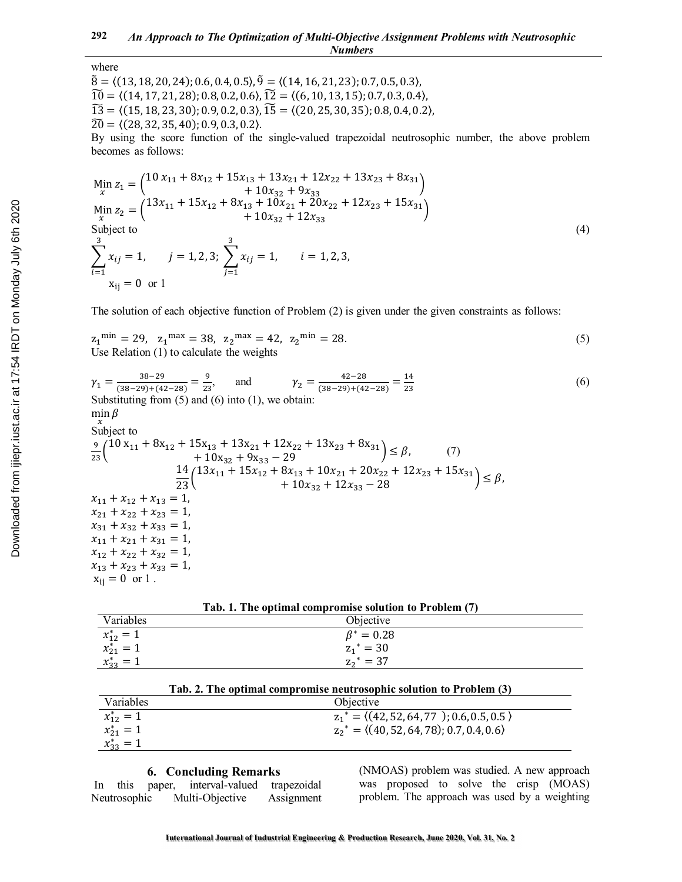where

$\tilde{8} = \langle(13, 18, 20, 24); 0.6, 0.4, 0.5\rangle$, $\tilde{9} = \langle(14, 16, 21, 23); 0.7, 0.5, 0.3\rangle$,
$\widetilde{10} = \langle(14, 17, 21, 28); 0.8, 0.2, 0.6\rangle$, $\widetilde{12} = \langle(6, 10, 13, 15); 0.7, 0.3, 0.4\rangle$,
$\widetilde{13} = \langle(15, 18, 23, 30); 0.9, 0.2, 0.3\rangle$, $\widetilde{15} = \langle(20, 25, 30, 35); 0.8, 0.4, 0.2\rangle$,
$\widetilde{20} = \langle(28, 32, 35, 40); 0.9, 0.3, 0.2\rangle$.

By using the score function of the single-valued trapezoidal neutrosophic number, the above problem becomes as follows:

$$\begin{aligned}
&\min_x z_1 = \left(\begin{array}{c} 10x_{11} + 8x_{12} + 15x_{13} + 13x_{21} + 12x_{22} + 13x_{23} + 8x_{31} \\ + 10x_{32} + 9x_{33} \end{array}\right) \\
&\min_x z_2 = \left(\begin{array}{c} 13x_{11} + 15x_{12} + 8x_{13} + 10x_{21} + 20x_{22} + 12x_{23} + 15x_{31} \\ + 10x_{32} + 12x_{33} \end{array}\right) \\
&\text{Subject to} \\
&\sum_{i=1}^{3} x_{ij} = 1, \quad j = 1,2,3; \ \sum_{j=1}^{3} x_{ij} = 1, \quad i = 1,2,3, \\
&x_{ij} = 0 \ \text{ or } 1
\end{aligned} \tag{4}$$

The solution of each objective function of Problem (2) is given under the given constraints as follows:

$$z_1^{\min} = 29, \ \ z_1^{\max} = 38, \ \ z_2^{\max} = 42, \ \ z_2^{\min} = 28. \tag{5}$$

Use Relation (1) to calculate the weights

$$\gamma_1 = \frac{38-29}{(38-29)+(42-28)} = \frac{9}{23}, \qquad \text{and} \qquad \gamma_2 = \frac{42-28}{(38-29)+(42-28)} = \frac{14}{23} \tag{6}$$

Substituting from (5) and (6) into (1), we obtain:

$$\begin{aligned}
&\min_x \beta \\
&\text{Subject to} \\
&\frac{9}{23}\left(\begin{array}{c} 10x_{11} + 8x_{12} + 15x_{13} + 13x_{21} + 12x_{22} + 13x_{23} + 8x_{31} \\ + 10x_{32} + 9x_{33} - 29 \end{array}\right) \le \beta, \qquad (7) \\
&\frac{14}{23}\left(\begin{array}{c} 13x_{11} + 15x_{12} + 8x_{13} + 10x_{21} + 20x_{22} + 12x_{23} + 15x_{31} \\ + 10x_{32} + 12x_{33} - 28 \end{array}\right) \le \beta, \\
&x_{11} + x_{12} + x_{13} = 1, \\
&x_{21} + x_{22} + x_{23} = 1, \\
&x_{31} + x_{32} + x_{33} = 1, \\
&x_{11} + x_{21} + x_{31} = 1, \\
&x_{12} + x_{22} + x_{32} = 1, \\
&x_{13} + x_{23} + x_{33} = 1, \\
&x_{ij} = 0 \ \text{ or } 1 .
\end{aligned}$$

**Tab. 1. The optimal compromise solution to Problem (7)**

| Variables | Objective |
|---|---|
| $x_{12}^* = 1$ | $\beta^* = 0.28$ |
| $x_{21}^* = 1$ | $z_1^* = 30$ |
| $x_{33}^* = 1$ | $z_2^* = 37$ |

**Tab. 2. The optimal compromise neutrosophic solution to Problem (3)**

| Variables | Objective |
|---|---|
| $x_{12}^* = 1$ | $z_1^* = \langle(42, 52, 64, 77); 0.6, 0.5, 0.5\rangle$ |
| $x_{21}^* = 1$ | $z_2^* = \langle(40, 52, 64, 78); 0.7, 0.4, 0.6\rangle$ |
| $x_{33}^* = 1$ | |

## 6. Concluding Remarks

In this paper, interval-valued trapezoidal Neutrosophic Multi-Objective Assignment (NMOAS) problem was studied. A new approach was proposed to solve the crisp (MOAS) problem. The approach was used by a weighting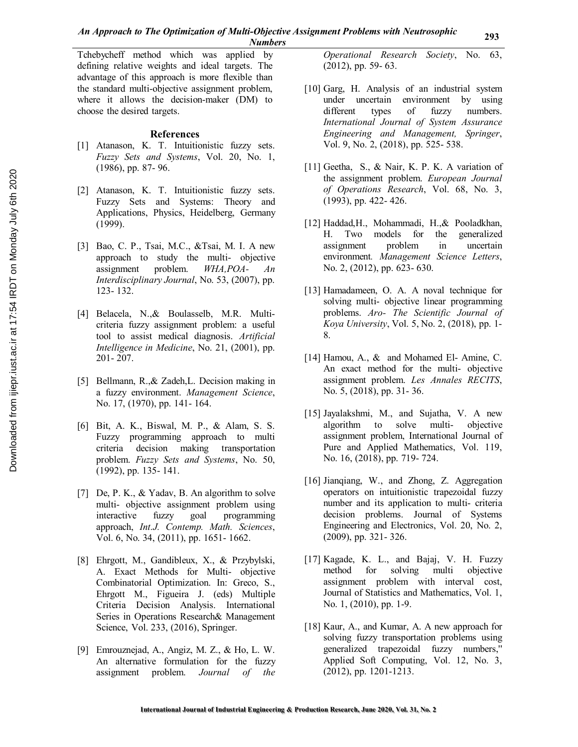Tchebycheff method which was applied by defining relative weights and ideal targets. The advantage of this approach is more flexible than the standard multi-objective assignment problem, where it allows the decision-maker (DM) to choose the desired targets.

## References

[1] Atanason, K. T. Intuitionistic fuzzy sets. *Fuzzy Sets and Systems*, Vol. 20, No. 1, (1986), pp. 87- 96.

[2] Atanason, K. T. Intuitionistic fuzzy sets. Fuzzy Sets and Systems: Theory and Applications, Physics, Heidelberg, Germany (1999).

[3] Bao, C. P., Tsai, M.C., &Tsai, M. I. A new approach to study the multi- objective assignment problem. *WHA,POA- An Interdisciplinary Journal*, No. 53, (2007), pp. 123- 132.

[4] Belacela, N.,& Boulasselb, M.R. Multi-criteria fuzzy assignment problem: a useful tool to assist medical diagnosis. *Artificial Intelligence in Medicine*, No. 21, (2001), pp. 201- 207.

[5] Bellmann, R.,& Zadeh,L. Decision making in a fuzzy environment. *Management Science*, No. 17, (1970), pp. 141- 164.

[6] Bit, A. K., Biswal, M. P., & Alam, S. S. Fuzzy programming approach to multi criteria decision making transportation problem. *Fuzzy Sets and Systems*, No. 50, (1992), pp. 135- 141.

[7] De, P. K., & Yadav, B. An algorithm to solve multi- objective assignment problem using interactive fuzzy goal programming approach, *Int.J. Contemp. Math. Sciences*, Vol. 6, No. 34, (2011), pp. 1651- 1662.

[8] Ehrgott, M., Gandibleux, X., & Przybylski, A. Exact Methods for Multi- objective Combinatorial Optimization. In: Greco, S., Ehrgott M., Figueira J. (eds) Multiple Criteria Decision Analysis. International Series in Operations Research& Management Science, Vol. 233, (2016), Springer.

[9] Emrouznejad, A., Angiz, M. Z., & Ho, L. W. An alternative formulation for the fuzzy assignment problem. *Journal of the Operational Research Society*, No. 63, (2012), pp. 59- 63.

[10] Garg, H. Analysis of an industrial system under uncertain environment by using different types of fuzzy numbers. *International Journal of System Assurance Engineering and Management, Springer*, Vol. 9, No. 2, (2018), pp. 525- 538.

[11] Geetha, S., & Nair, K. P. K. A variation of the assignment problem. *European Journal of Operations Research*, Vol. 68, No. 3, (1993), pp. 422- 426.

[12] Haddad,H., Mohammadi, H.,& Pooladkhan, H. Two models for the generalized assignment problem in uncertain environment. *Management Science Letters*, No. 2, (2012), pp. 623- 630.

[13] Hamadameen, O. A. A noval technique for solving multi- objective linear programming problems. *Aro- The Scientific Journal of Koya University*, Vol. 5, No. 2, (2018), pp. 1- 8.

[14] Hamou, A., & and Mohamed El- Amine, C. An exact method for the multi- objective assignment problem. *Les Annales RECITS*, No. 5, (2018), pp. 31- 36.

[15] Jayalakshmi, M., and Sujatha, V. A new algorithm to solve multi- objective assignment problem, International Journal of Pure and Applied Mathematics, Vol. 119, No. 16, (2018), pp. 719- 724.

[16] Jianqiang, W., and Zhong, Z. Aggregation operators on intuitionistic trapezoidal fuzzy number and its application to multi- criteria decision problems. Journal of Systems Engineering and Electronics, Vol. 20, No. 2, (2009), pp. 321- 326.

[17] Kagade, K. L., and Bajaj, V. H. Fuzzy method for solving multi objective assignment problem with interval cost, Journal of Statistics and Mathematics, Vol. 1, No. 1, (2010), pp. 1-9.

[18] Kaur, A., and Kumar, A. A new approach for solving fuzzy transportation problems using generalized trapezoidal fuzzy numbers," Applied Soft Computing, Vol. 12, No. 3, (2012), pp. 1201-1213.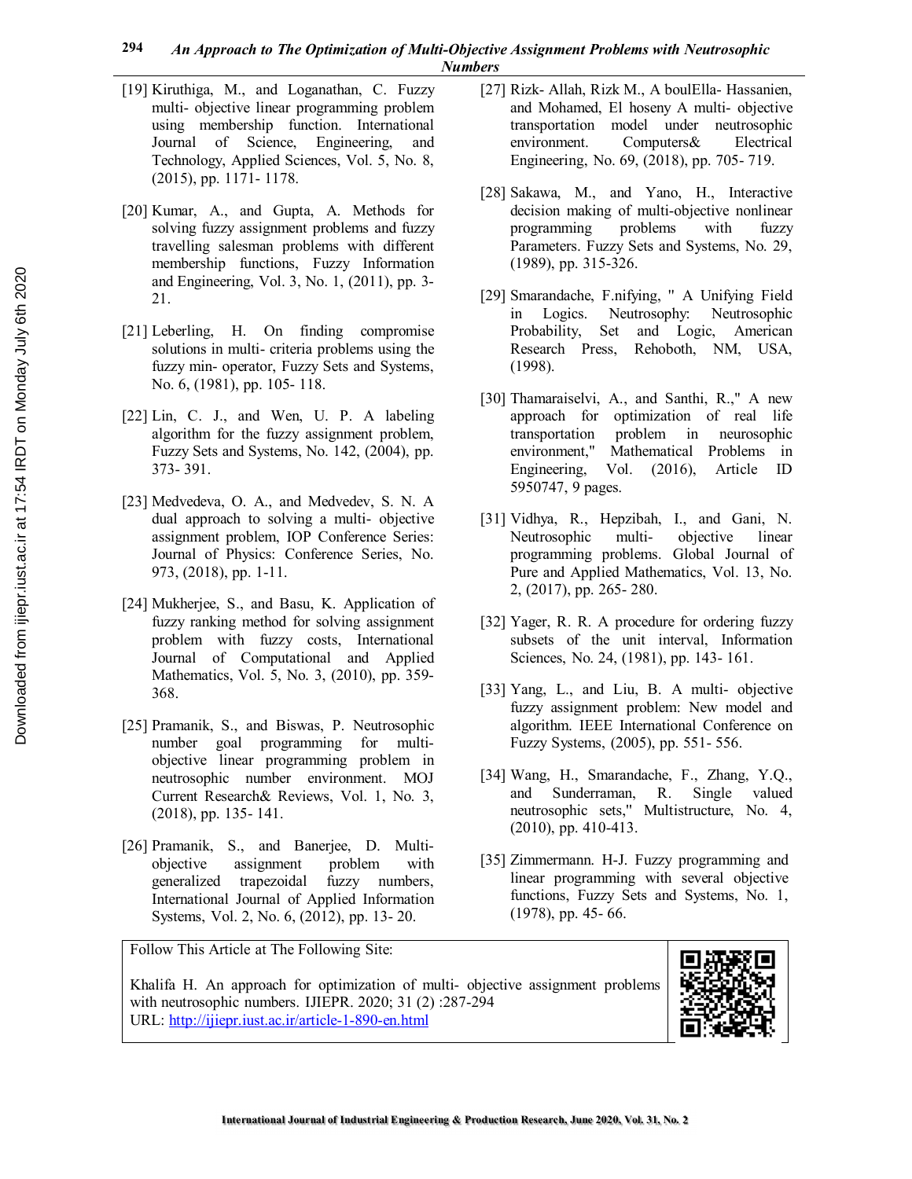[19] Kiruthiga, M., and Loganathan, C. Fuzzy multi- objective linear programming problem using membership function. International Journal of Science, Engineering, and Technology, Applied Sciences, Vol. 5, No. 8, (2015), pp. 1171- 1178.

[20] Kumar, A., and Gupta, A. Methods for solving fuzzy assignment problems and fuzzy travelling salesman problems with different membership functions, Fuzzy Information and Engineering, Vol. 3, No. 1, (2011), pp. 3- 21.

[21] Leberling, H. On finding compromise solutions in multi- criteria problems using the fuzzy min- operator, Fuzzy Sets and Systems, No. 6, (1981), pp. 105- 118.

[22] Lin, C. J., and Wen, U. P. A labeling algorithm for the fuzzy assignment problem, Fuzzy Sets and Systems, No. 142, (2004), pp. 373- 391.

[23] Medvedeva, O. A., and Medvedev, S. N. A dual approach to solving a multi- objective assignment problem, IOP Conference Series: Journal of Physics: Conference Series, No. 973, (2018), pp. 1-11.

[24] Mukherjee, S., and Basu, K. Application of fuzzy ranking method for solving assignment problem with fuzzy costs, International Journal of Computational and Applied Mathematics, Vol. 5, No. 3, (2010), pp. 359- 368.

[25] Pramanik, S., and Biswas, P. Neutrosophic number goal programming for multi- objective linear programming problem in neutrosophic number environment. MOJ Current Research& Reviews, Vol. 1, No. 3, (2018), pp. 135- 141.

[26] Pramanik, S., and Banerjee, D. Multi- objective assignment problem with generalized trapezoidal fuzzy numbers, International Journal of Applied Information Systems, Vol. 2, No. 6, (2012), pp. 13- 20.

[27] Rizk- Allah, Rizk M., A boulElla- Hassanien, and Mohamed, El hoseny A multi- objective transportation model under neutrosophic environment. Computers& Electrical Engineering, No. 69, (2018), pp. 705- 719.

[28] Sakawa, M., and Yano, H., Interactive decision making of multi-objective nonlinear programming problems with fuzzy Parameters. Fuzzy Sets and Systems, No. 29, (1989), pp. 315-326.

[29] Smarandache, F.nifying, " A Unifying Field in Logics. Neutrosophy: Neutrosophic Probability, Set and Logic, American Research Press, Rehoboth, NM, USA, (1998).

[30] Thamaraiselvi, A., and Santhi, R.," A new approach for optimization of real life transportation problem in neurosophic environment," Mathematical Problems in Engineering, Vol. (2016), Article ID 5950747, 9 pages.

[31] Vidhya, R., Hepzibah, I., and Gani, N. Neutrosophic multi- objective linear programming problems. Global Journal of Pure and Applied Mathematics, Vol. 13, No. 2, (2017), pp. 265- 280.

[32] Yager, R. R. A procedure for ordering fuzzy subsets of the unit interval, Information Sciences, No. 24, (1981), pp. 143- 161.

[33] Yang, L., and Liu, B. A multi- objective fuzzy assignment problem: New model and algorithm. IEEE International Conference on Fuzzy Systems, (2005), pp. 551- 556.

[34] Wang, H., Smarandache, F., Zhang, Y.Q., and Sunderraman, R. Single valued neutrosophic sets," Multistructure, No. 4, (2010), pp. 410-413.

[35] Zimmermann. H-J. Fuzzy programming and linear programming with several objective functions, Fuzzy Sets and Systems, No. 1, (1978), pp. 45- 66.

Follow This Article at The Following Site:

Khalifa H. An approach for optimization of multi- objective assignment problems with neutrosophic numbers. IJIEPR. 2020; 31 (2) :287-294
URL: http://ijiepr.iust.ac.ir/article-1-890-en.html